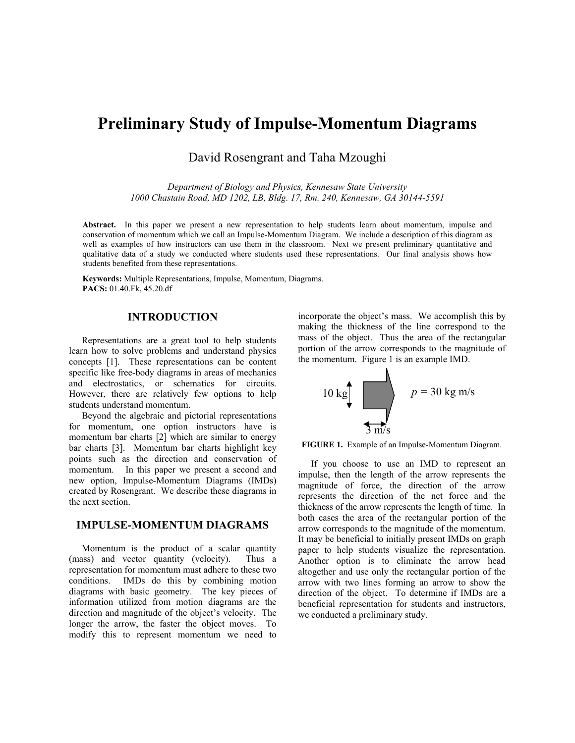# Preliminary Study of Impulse-Momentum Diagrams

David Rosengrant and Taha Mzoughi

*Department of Biology and Physics, Kennesaw State University*
*1000 Chastain Road, MD 1202, LB, Bldg. 17, Rm. 240, Kennesaw, GA 30144-5591*

**Abstract.** In this paper we present a new representation to help students learn about momentum, impulse and conservation of momentum which we call an Impulse-Momentum Diagram. We include a description of this diagram as well as examples of how instructors can use them in the classroom. Next we present preliminary quantitative and qualitative data of a study we conducted where students used these representations. Our final analysis shows how students benefited from these representations.

**Keywords:** Multiple Representations, Impulse, Momentum, Diagrams.
**PACS:** 01.40.Fk, 45.20.df

## INTRODUCTION

Representations are a great tool to help students learn how to solve problems and understand physics concepts [1]. These representations can be content specific like free-body diagrams in areas of mechanics and electrostatics, or schematics for circuits. However, there are relatively few options to help students understand momentum.

Beyond the algebraic and pictorial representations for momentum, one option instructors have is momentum bar charts [2] which are similar to energy bar charts [3]. Momentum bar charts highlight key points such as the direction and conservation of momentum. In this paper we present a second and new option, Impulse-Momentum Diagrams (IMDs) created by Rosengrant. We describe these diagrams in the next section.

## IMPULSE-MOMENTUM DIAGRAMS

Momentum is the product of a scalar quantity (mass) and vector quantity (velocity). Thus a representation for momentum must adhere to these two conditions. IMDs do this by combining motion diagrams with basic geometry. The key pieces of information utilized from motion diagrams are the direction and magnitude of the object's velocity. The longer the arrow, the faster the object moves. To modify this to represent momentum we need to incorporate the object's mass. We accomplish this by making the thickness of the line correspond to the mass of the object. Thus the area of the rectangular portion of the arrow corresponds to the magnitude of the momentum. Figure 1 is an example IMD.

10 kg $p$ = 30 kg m/s 3 m/s

**FIGURE 1.** Example of an Impulse-Momentum Diagram.

If you choose to use an IMD to represent an impulse, then the length of the arrow represents the magnitude of force, the direction of the arrow represents the direction of the net force and the thickness of the arrow represents the length of time. In both cases the area of the rectangular portion of the arrow corresponds to the magnitude of the momentum. It may be beneficial to initially present IMDs on graph paper to help students visualize the representation. Another option is to eliminate the arrow head altogether and use only the rectangular portion of the arrow with two lines forming an arrow to show the direction of the object. To determine if IMDs are a beneficial representation for students and instructors, we conducted a preliminary study.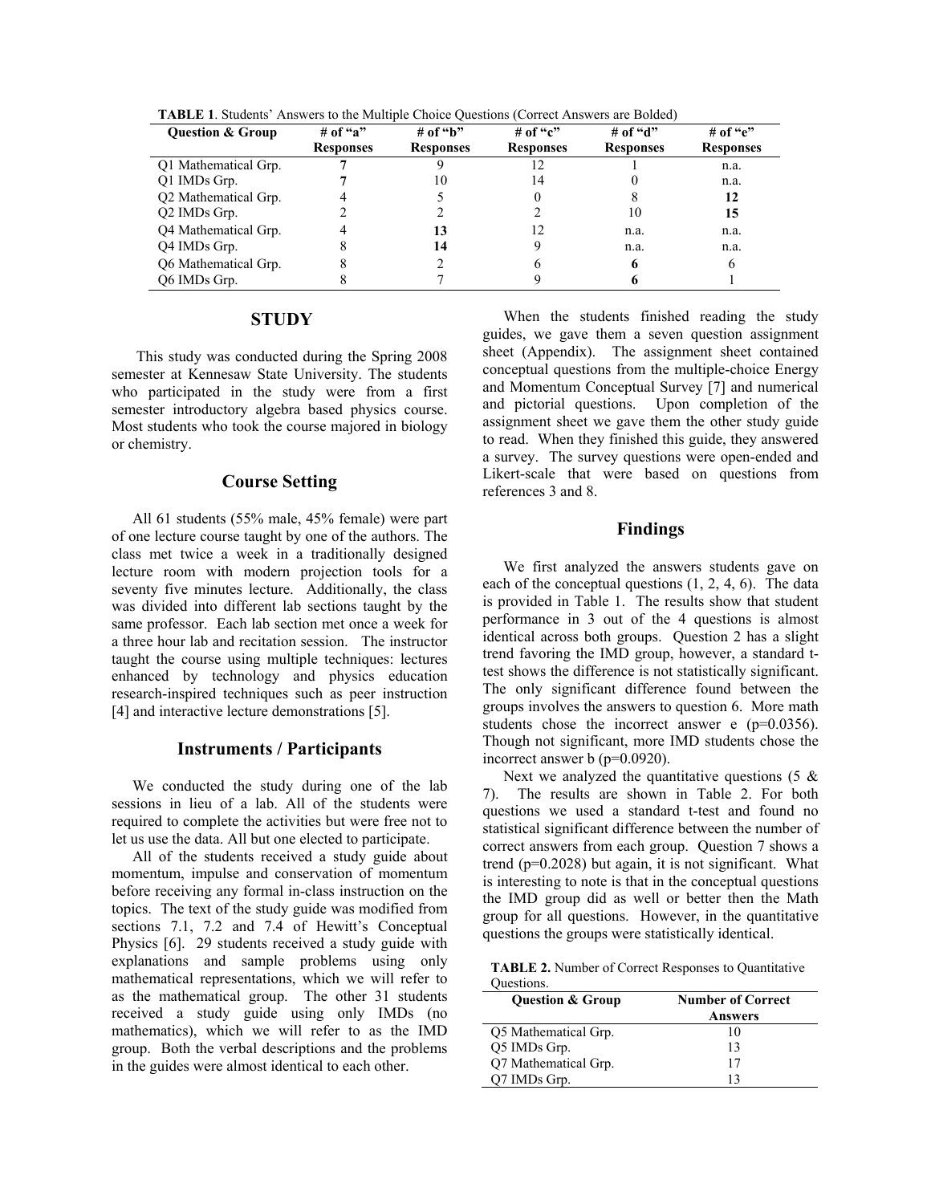**TABLE 1**. Students' Answers to the Multiple Choice Questions (Correct Answers are Bolded)

| Question & Group | # of "a" Responses | # of "b" Responses | # of "c" Responses | # of "d" Responses | # of "e" Responses |
|---|---|---|---|---|---|
| Q1 Mathematical Grp. | **7** | 9 | 12 | 1 | n.a. |
| Q1 IMDs Grp. | **7** | 10 | 14 | 0 | n.a. |
| Q2 Mathematical Grp. | 4 | 5 | 0 | 8 | **12** |
| Q2 IMDs Grp. | 2 | 2 | 2 | 10 | **15** |
| Q4 Mathematical Grp. | 4 | **13** | 12 | n.a. | n.a. |
| Q4 IMDs Grp. | 8 | **14** | 9 | n.a. | n.a. |
| Q6 Mathematical Grp. | 8 | 2 | 6 | **6** | 6 |
| Q6 IMDs Grp. | 8 | 7 | 9 | **6** | 1 |

## STUDY

This study was conducted during the Spring 2008 semester at Kennesaw State University. The students who participated in the study were from a first semester introductory algebra based physics course. Most students who took the course majored in biology or chemistry.

### Course Setting

All 61 students (55% male, 45% female) were part of one lecture course taught by one of the authors. The class met twice a week in a traditionally designed lecture room with modern projection tools for a seventy five minutes lecture. Additionally, the class was divided into different lab sections taught by the same professor. Each lab section met once a week for a three hour lab and recitation session. The instructor taught the course using multiple techniques: lectures enhanced by technology and physics education research-inspired techniques such as peer instruction [4] and interactive lecture demonstrations [5].

### Instruments / Participants

We conducted the study during one of the lab sessions in lieu of a lab. All of the students were required to complete the activities but were free not to let us use the data. All but one elected to participate.

All of the students received a study guide about momentum, impulse and conservation of momentum before receiving any formal in-class instruction on the topics. The text of the study guide was modified from sections 7.1, 7.2 and 7.4 of Hewitt's Conceptual Physics [6]. 29 students received a study guide with explanations and sample problems using only mathematical representations, which we will refer to as the mathematical group. The other 31 students received a study guide using only IMDs (no mathematics), which we will refer to as the IMD group. Both the verbal descriptions and the problems in the guides were almost identical to each other.

When the students finished reading the study guides, we gave them a seven question assignment sheet (Appendix). The assignment sheet contained conceptual questions from the multiple-choice Energy and Momentum Conceptual Survey [7] and numerical and pictorial questions. Upon completion of the assignment sheet we gave them the other study guide to read. When they finished this guide, they answered a survey. The survey questions were open-ended and Likert-scale that were based on questions from references 3 and 8.

### Findings

We first analyzed the answers students gave on each of the conceptual questions (1, 2, 4, 6). The data is provided in Table 1. The results show that student performance in 3 out of the 4 questions is almost identical across both groups. Question 2 has a slight trend favoring the IMD group, however, a standard t-test shows the difference is not statistically significant. The only significant difference found between the groups involves the answers to question 6. More math students chose the incorrect answer e ($p=0.0356$). Though not significant, more IMD students chose the incorrect answer b ($p=0.0920$).

Next we analyzed the quantitative questions (5 & 7). The results are shown in Table 2. For both questions we used a standard t-test and found no statistical significant difference between the number of correct answers from each group. Question 7 shows a trend ($p=0.2028$) but again, it is not significant. What is interesting to note is that in the conceptual questions the IMD group did as well or better then the Math group for all questions. However, in the quantitative questions the groups were statistically identical.

**TABLE 2.** Number of Correct Responses to Quantitative Questions.

| Question & Group | Number of Correct Answers |
|---|---|
| Q5 Mathematical Grp. | 10 |
| Q5 IMDs Grp. | 13 |
| Q7 Mathematical Grp. | 17 |
| Q7 IMDs Grp. | 13 |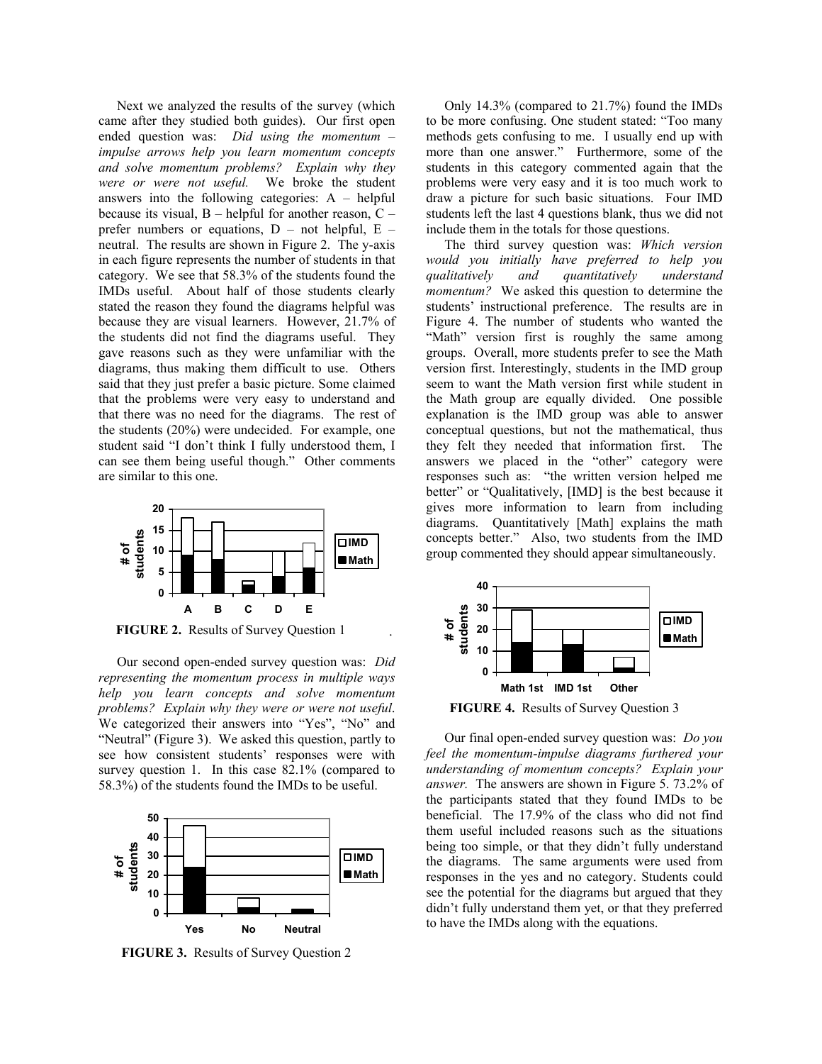Next we analyzed the results of the survey (which came after they studied both guides). Our first open ended question was: *Did using the momentum – impulse arrows help you learn momentum concepts and solve momentum problems? Explain why they were or were not useful.* We broke the student answers into the following categories: A – helpful because its visual, B – helpful for another reason, C – prefer numbers or equations, D – not helpful, E – neutral. The results are shown in Figure 2. The y-axis in each figure represents the number of students in that category. We see that 58.3% of the students found the IMDs useful. About half of those students clearly stated the reason they found the diagrams helpful was because they are visual learners. However, 21.7% of the students did not find the diagrams useful. They gave reasons such as they were unfamiliar with the diagrams, thus making them difficult to use. Others said that they just prefer a basic picture. Some claimed that the problems were very easy to understand and that there was no need for the diagrams. The rest of the students (20%) were undecided. For example, one student said "I don't think I fully understood them, I can see them being useful though." Other comments are similar to this one.

**FIGURE 2.** Results of Survey Question 1

Our second open-ended survey question was: *Did representing the momentum process in multiple ways help you learn concepts and solve momentum problems? Explain why they were or were not useful*. We categorized their answers into "Yes", "No" and "Neutral" (Figure 3). We asked this question, partly to see how consistent students' responses were with survey question 1. In this case 82.1% (compared to 58.3%) of the students found the IMDs to be useful.

**FIGURE 3.** Results of Survey Question 2

Only 14.3% (compared to 21.7%) found the IMDs to be more confusing. One student stated: "Too many methods gets confusing to me. I usually end up with more than one answer." Furthermore, some of the students in this category commented again that the problems were very easy and it is too much work to draw a picture for such basic situations. Four IMD students left the last 4 questions blank, thus we did not include them in the totals for those questions.

The third survey question was: *Which version would you initially have preferred to help you qualitatively and quantitatively understand momentum?* We asked this question to determine the students' instructional preference. The results are in Figure 4. The number of students who wanted the "Math" version first is roughly the same among groups. Overall, more students prefer to see the Math version first. Interestingly, students in the IMD group seem to want the Math version first while student in the Math group are equally divided. One possible explanation is the IMD group was able to answer conceptual questions, but not the mathematical, thus they felt they needed that information first. The answers we placed in the "other" category were responses such as: "the written version helped me better" or "Qualitatively, [IMD] is the best because it gives more information to learn from including diagrams. Quantitatively [Math] explains the math concepts better." Also, two students from the IMD group commented they should appear simultaneously.

**FIGURE 4.** Results of Survey Question 3

Our final open-ended survey question was: *Do you feel the momentum-impulse diagrams furthered your understanding of momentum concepts? Explain your answer.* The answers are shown in Figure 5. 73.2% of the participants stated that they found IMDs to be beneficial. The 17.9% of the class who did not find them useful included reasons such as the situations being too simple, or that they didn't fully understand the diagrams. The same arguments were used from responses in the yes and no category. Students could see the potential for the diagrams but argued that they didn't fully understand them yet, or that they preferred to have the IMDs along with the equations.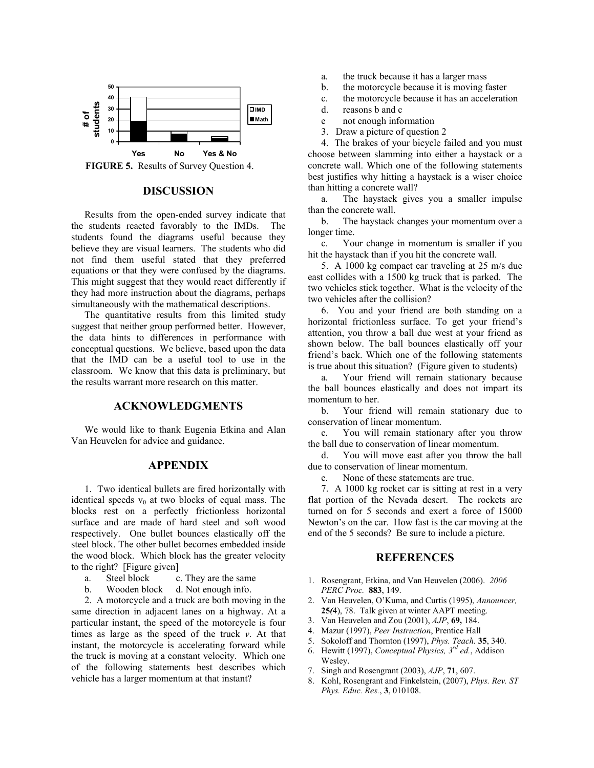50

40

30

20

10

0

# of students

IMD

Math

Yes

No

Yes & No

**FIGURE 5.** Results of Survey Question 4.

## DISCUSSION

Results from the open-ended survey indicate that the students reacted favorably to the IMDs. The students found the diagrams useful because they believe they are visual learners. The students who did not find them useful stated that they preferred equations or that they were confused by the diagrams. This might suggest that they would react differently if they had more instruction about the diagrams, perhaps simultaneously with the mathematical descriptions.

The quantitative results from this limited study suggest that neither group performed better. However, the data hints to differences in performance with conceptual questions. We believe, based upon the data that the IMD can be a useful tool to use in the classroom. We know that this data is preliminary, but the results warrant more research on this matter.

## ACKNOWLEDGMENTS

We would like to thank Eugenia Etkina and Alan Van Heuvelen for advice and guidance.

## APPENDIX

1. Two identical bullets are fired horizontally with identical speeds $v_0$ at two blocks of equal mass. The blocks rest on a perfectly frictionless horizontal surface and are made of hard steel and soft wood respectively. One bullet bounces elastically off the steel block. The other bullet becomes embedded inside the wood block. Which block has the greater velocity to the right? [Figure given]

   a. Steel block  c. They are the same

   b. Wooden block  d. Not enough info.

2. A motorcycle and a truck are both moving in the same direction in adjacent lanes on a highway. At a particular instant, the speed of the motorcycle is four times as large as the speed of the truck *v*. At that instant, the motorcycle is accelerating forward while the truck is moving at a constant velocity. Which one of the following statements best describes which vehicle has a larger momentum at that instant?

   a. the truck because it has a larger mass

   b. the motorcycle because it is moving faster

   c. the motorcycle because it has an acceleration

   d. reasons b and c

   e not enough information

3. Draw a picture of question 2

4. The brakes of your bicycle failed and you must choose between slamming into either a haystack or a concrete wall. Which one of the following statements best justifies why hitting a haystack is a wiser choice than hitting a concrete wall?

   a. The haystack gives you a smaller impulse than the concrete wall.

   b. The haystack changes your momentum over a longer time.

   c. Your change in momentum is smaller if you hit the haystack than if you hit the concrete wall.

5. A 1000 kg compact car traveling at 25 m/s due east collides with a 1500 kg truck that is parked. The two vehicles stick together. What is the velocity of the two vehicles after the collision?

6. You and your friend are both standing on a horizontal frictionless surface. To get your friend's attention, you throw a ball due west at your friend as shown below. The ball bounces elastically off your friend's back. Which one of the following statements is true about this situation? (Figure given to students)

   a. Your friend will remain stationary because the ball bounces elastically and does not impart its momentum to her.

   b. Your friend will remain stationary due to conservation of linear momentum.

   c. You will remain stationary after you throw the ball due to conservation of linear momentum.

   d. You will move east after you throw the ball due to conservation of linear momentum.

   e. None of these statements are true.

7. A 1000 kg rocket car is sitting at rest in a very flat portion of the Nevada desert. The rockets are turned on for 5 seconds and exert a force of 15000 Newton's on the car. How fast is the car moving at the end of the 5 seconds? Be sure to include a picture.

## REFERENCES

1. Rosengrant, Etkina, and Van Heuvelen (2006). *2006 PERC Proc.* **883**, 149.
2. Van Heuvelen, O'Kuma, and Curtis (1995), *Announcer,* **25***(*4), 78. Talk given at winter AAPT meeting.
3. Van Heuvelen and Zou (2001), *AJP*, **69,** 184.
4. Mazur (1997), *Peer Instruction*, Prentice Hall
5. Sokoloff and Thornton (1997), *Phys. Teach.* **35**, 340.
6. Hewitt (1997), *Conceptual Physics, 3rd ed.*, Addison Wesley.
7. Singh and Rosengrant (2003), *AJP*, **71**, 607.
8. Kohl, Rosengrant and Finkelstein, (2007), *Phys. Rev. ST Phys. Educ. Res.*, **3**, 010108.